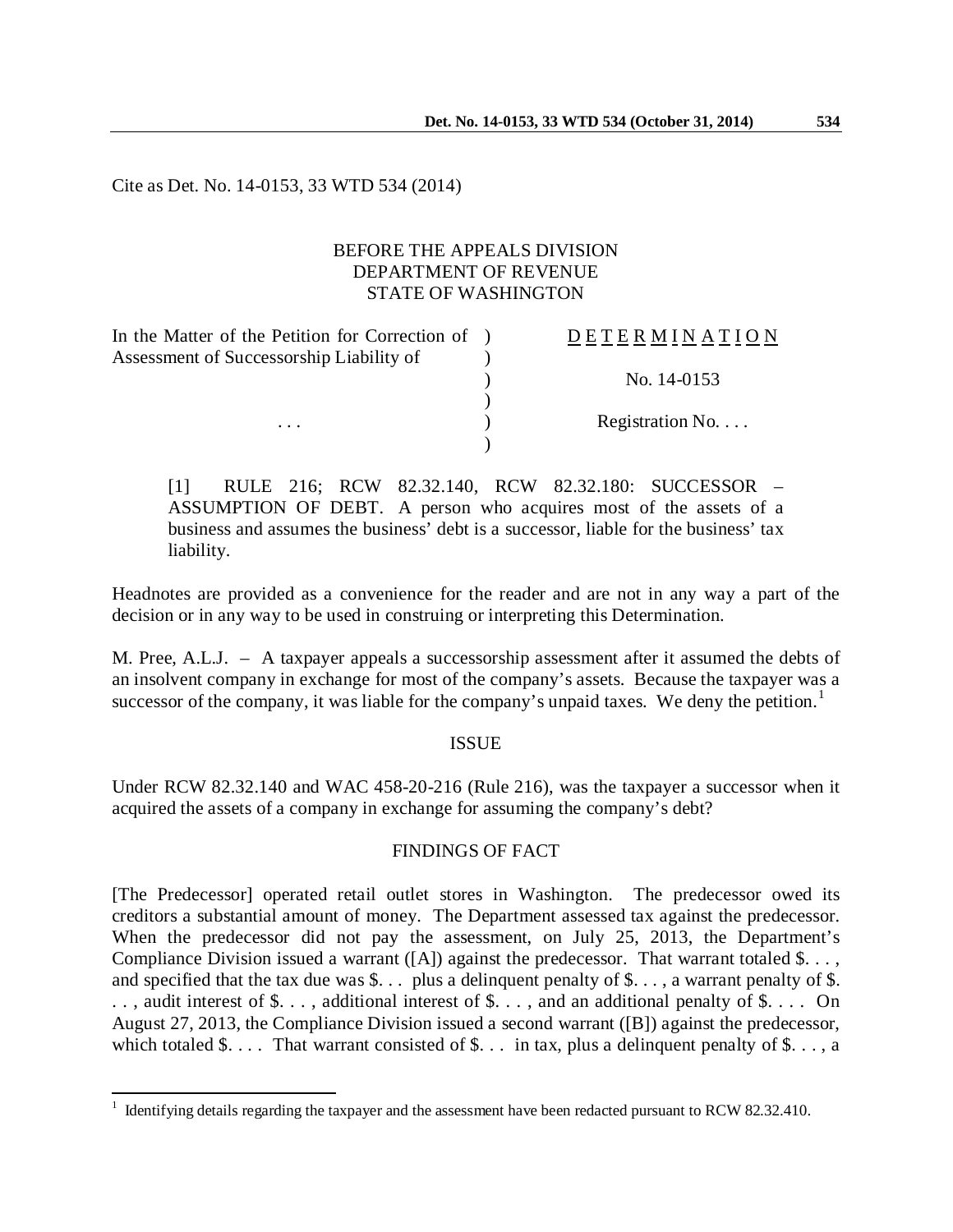Cite as Det. No. 14-0153, 33 WTD 534 (2014)

BEFORE THE APPEALS DIVISION
DEPARTMENT OF REVENUE
STATE OF WASHINGTON

| | | |
|---|---|---|
| In the Matter of the Petition for Correction of Assessment of Successorship Liability of | ) | D E T E R M I N A T I O N |
| | ) | No. 14-0153 |
| . . . | ) | Registration No. . . . |

[1] RULE 216; RCW 82.32.140, RCW 82.32.180: SUCCESSOR – ASSUMPTION OF DEBT. A person who acquires most of the assets of a business and assumes the business' debt is a successor, liable for the business' tax liability.

Headnotes are provided as a convenience for the reader and are not in any way a part of the decision or in any way to be used in construing or interpreting this Determination.

M. Pree, A.L.J. – A taxpayer appeals a successorship assessment after it assumed the debts of an insolvent company in exchange for most of the company's assets. Because the taxpayer was a successor of the company, it was liable for the company's unpaid taxes. We deny the petition.[1]

## ISSUE

Under RCW 82.32.140 and WAC 458-20-216 (Rule 216), was the taxpayer a successor when it acquired the assets of a company in exchange for assuming the company's debt?

## FINDINGS OF FACT

[The Predecessor] operated retail outlet stores in Washington. The predecessor owed its creditors a substantial amount of money. The Department assessed tax against the predecessor. When the predecessor did not pay the assessment, on July 25, 2013, the Department's Compliance Division issued a warrant ([A]) against the predecessor. That warrant totaled $. . . , and specified that the tax due was $. . . plus a delinquent penalty of $. . . , a warrant penalty of $. . . , audit interest of $. . . , additional interest of $. . . , and an additional penalty of $. . . . On August 27, 2013, the Compliance Division issued a second warrant ([B]) against the predecessor, which totaled $. . . . That warrant consisted of $. . . in tax, plus a delinquent penalty of $. . . , a

[1] Identifying details regarding the taxpayer and the assessment have been redacted pursuant to RCW 82.32.410.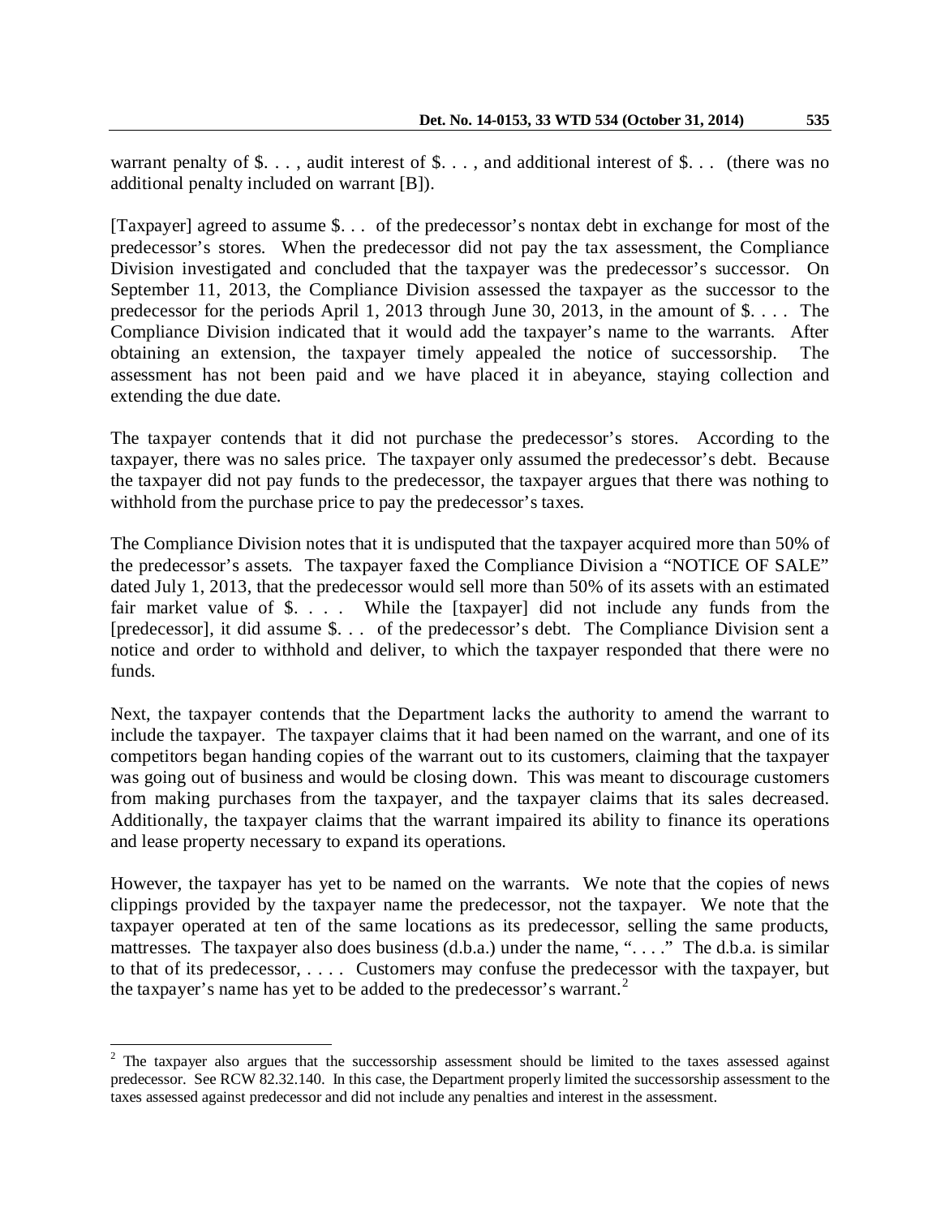warrant penalty of $. . . , audit interest of $. . . , and additional interest of $. . . (there was no additional penalty included on warrant [B]).

[Taxpayer] agreed to assume $. . . of the predecessor's nontax debt in exchange for most of the predecessor's stores. When the predecessor did not pay the tax assessment, the Compliance Division investigated and concluded that the taxpayer was the predecessor's successor. On September 11, 2013, the Compliance Division assessed the taxpayer as the successor to the predecessor for the periods April 1, 2013 through June 30, 2013, in the amount of $. . . . The Compliance Division indicated that it would add the taxpayer's name to the warrants. After obtaining an extension, the taxpayer timely appealed the notice of successorship. The assessment has not been paid and we have placed it in abeyance, staying collection and extending the due date.

The taxpayer contends that it did not purchase the predecessor's stores. According to the taxpayer, there was no sales price. The taxpayer only assumed the predecessor's debt. Because the taxpayer did not pay funds to the predecessor, the taxpayer argues that there was nothing to withhold from the purchase price to pay the predecessor's taxes.

The Compliance Division notes that it is undisputed that the taxpayer acquired more than 50% of the predecessor's assets. The taxpayer faxed the Compliance Division a "NOTICE OF SALE" dated July 1, 2013, that the predecessor would sell more than 50% of its assets with an estimated fair market value of $. . . . While the [taxpayer] did not include any funds from the [predecessor], it did assume $. . . of the predecessor's debt. The Compliance Division sent a notice and order to withhold and deliver, to which the taxpayer responded that there were no funds.

Next, the taxpayer contends that the Department lacks the authority to amend the warrant to include the taxpayer. The taxpayer claims that it had been named on the warrant, and one of its competitors began handing copies of the warrant out to its customers, claiming that the taxpayer was going out of business and would be closing down. This was meant to discourage customers from making purchases from the taxpayer, and the taxpayer claims that its sales decreased. Additionally, the taxpayer claims that the warrant impaired its ability to finance its operations and lease property necessary to expand its operations.

However, the taxpayer has yet to be named on the warrants. We note that the copies of news clippings provided by the taxpayer name the predecessor, not the taxpayer. We note that the taxpayer operated at ten of the same locations as its predecessor, selling the same products, mattresses. The taxpayer also does business (d.b.a.) under the name, ". . . ." The d.b.a. is similar to that of its predecessor, . . . . Customers may confuse the predecessor with the taxpayer, but the taxpayer's name has yet to be added to the predecessor's warrant.[2]

[2] The taxpayer also argues that the successorship assessment should be limited to the taxes assessed against predecessor. See RCW 82.32.140. In this case, the Department properly limited the successorship assessment to the taxes assessed against predecessor and did not include any penalties and interest in the assessment.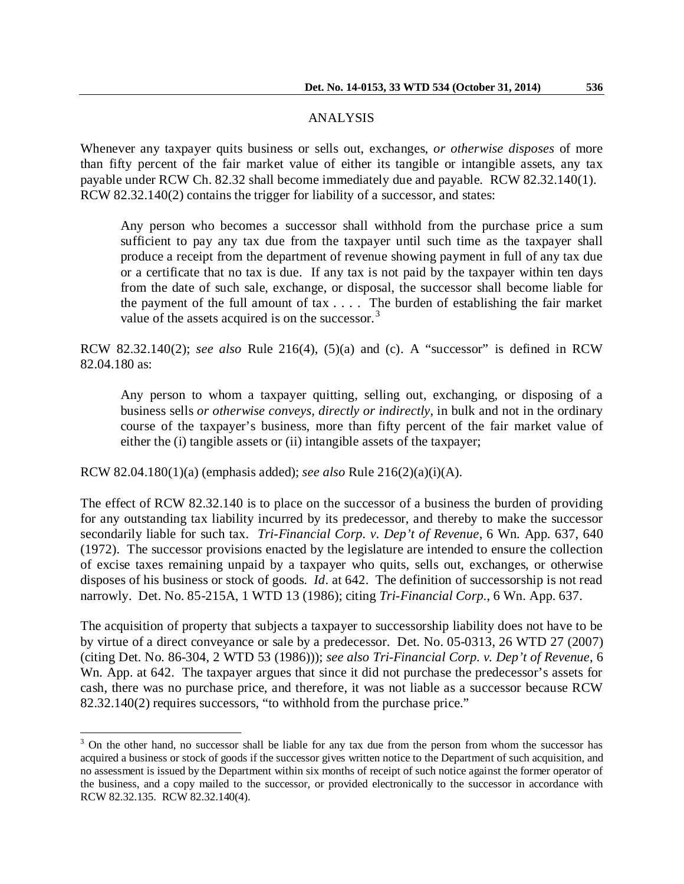## ANALYSIS

Whenever any taxpayer quits business or sells out, exchanges, *or otherwise disposes* of more than fifty percent of the fair market value of either its tangible or intangible assets, any tax payable under RCW Ch. 82.32 shall become immediately due and payable. RCW 82.32.140(1). RCW 82.32.140(2) contains the trigger for liability of a successor, and states:

> Any person who becomes a successor shall withhold from the purchase price a sum sufficient to pay any tax due from the taxpayer until such time as the taxpayer shall produce a receipt from the department of revenue showing payment in full of any tax due or a certificate that no tax is due. If any tax is not paid by the taxpayer within ten days from the date of such sale, exchange, or disposal, the successor shall become liable for the payment of the full amount of tax . . . . The burden of establishing the fair market value of the assets acquired is on the successor.[3]

RCW 82.32.140(2); *see also* Rule 216(4), (5)(a) and (c). A "successor" is defined in RCW 82.04.180 as:

> Any person to whom a taxpayer quitting, selling out, exchanging, or disposing of a business sells *or otherwise conveys, directly or indirectly*, in bulk and not in the ordinary course of the taxpayer's business, more than fifty percent of the fair market value of either the (i) tangible assets or (ii) intangible assets of the taxpayer;

RCW 82.04.180(1)(a) (emphasis added); *see also* Rule 216(2)(a)(i)(A).

The effect of RCW 82.32.140 is to place on the successor of a business the burden of providing for any outstanding tax liability incurred by its predecessor, and thereby to make the successor secondarily liable for such tax. *Tri-Financial Corp. v. Dep't of Revenue*, 6 Wn. App. 637, 640 (1972). The successor provisions enacted by the legislature are intended to ensure the collection of excise taxes remaining unpaid by a taxpayer who quits, sells out, exchanges, or otherwise disposes of his business or stock of goods. *Id*. at 642. The definition of successorship is not read narrowly. Det. No. 85-215A, 1 WTD 13 (1986); citing *Tri-Financial Corp.*, 6 Wn. App. 637.

The acquisition of property that subjects a taxpayer to successorship liability does not have to be by virtue of a direct conveyance or sale by a predecessor. Det. No. 05-0313, 26 WTD 27 (2007) (citing Det. No. 86-304, 2 WTD 53 (1986))); *see also Tri-Financial Corp. v. Dep't of Revenue*, 6 Wn. App. at 642. The taxpayer argues that since it did not purchase the predecessor's assets for cash, there was no purchase price, and therefore, it was not liable as a successor because RCW 82.32.140(2) requires successors, "to withhold from the purchase price."

---

[3] On the other hand, no successor shall be liable for any tax due from the person from whom the successor has acquired a business or stock of goods if the successor gives written notice to the Department of such acquisition, and no assessment is issued by the Department within six months of receipt of such notice against the former operator of the business, and a copy mailed to the successor, or provided electronically to the successor in accordance with RCW 82.32.135. RCW 82.32.140(4).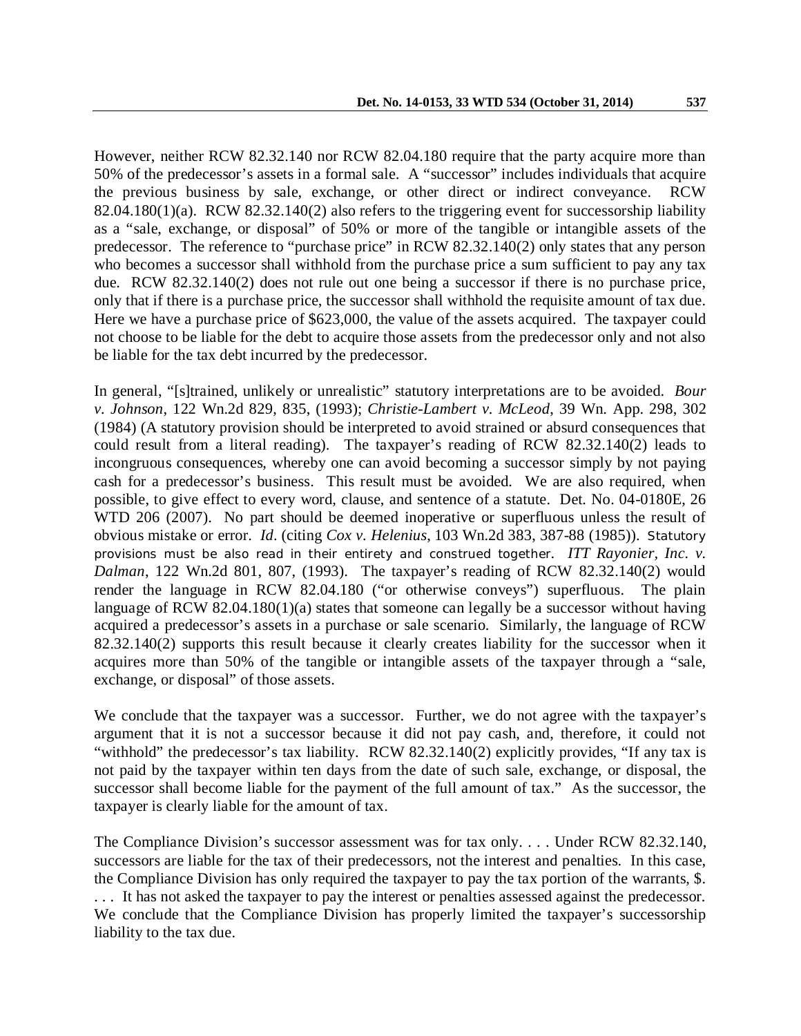However, neither RCW 82.32.140 nor RCW 82.04.180 require that the party acquire more than 50% of the predecessor's assets in a formal sale. A "successor" includes individuals that acquire the previous business by sale, exchange, or other direct or indirect conveyance. RCW 82.04.180(1)(a). RCW 82.32.140(2) also refers to the triggering event for successorship liability as a "sale, exchange, or disposal" of 50% or more of the tangible or intangible assets of the predecessor. The reference to "purchase price" in RCW 82.32.140(2) only states that any person who becomes a successor shall withhold from the purchase price a sum sufficient to pay any tax due. RCW 82.32.140(2) does not rule out one being a successor if there is no purchase price, only that if there is a purchase price, the successor shall withhold the requisite amount of tax due. Here we have a purchase price of $623,000, the value of the assets acquired. The taxpayer could not choose to be liable for the debt to acquire those assets from the predecessor only and not also be liable for the tax debt incurred by the predecessor.

In general, "[s]trained, unlikely or unrealistic" statutory interpretations are to be avoided. *Bour v. Johnson*, 122 Wn.2d 829, 835, (1993); *Christie-Lambert v. McLeod*, 39 Wn. App. 298, 302 (1984) (A statutory provision should be interpreted to avoid strained or absurd consequences that could result from a literal reading). The taxpayer's reading of RCW 82.32.140(2) leads to incongruous consequences, whereby one can avoid becoming a successor simply by not paying cash for a predecessor's business. This result must be avoided. We are also required, when possible, to give effect to every word, clause, and sentence of a statute. Det. No. 04-0180E, 26 WTD 206 (2007). No part should be deemed inoperative or superfluous unless the result of obvious mistake or error. *Id*. (citing *Cox v. Helenius*, 103 Wn.2d 383, 387-88 (1985)). Statutory provisions must be also read in their entirety and construed together. *ITT Rayonier, Inc. v. Dalman*, 122 Wn.2d 801, 807, (1993). The taxpayer's reading of RCW 82.32.140(2) would render the language in RCW 82.04.180 ("or otherwise conveys") superfluous. The plain language of RCW 82.04.180(1)(a) states that someone can legally be a successor without having acquired a predecessor's assets in a purchase or sale scenario. Similarly, the language of RCW 82.32.140(2) supports this result because it clearly creates liability for the successor when it acquires more than 50% of the tangible or intangible assets of the taxpayer through a "sale, exchange, or disposal" of those assets.

We conclude that the taxpayer was a successor. Further, we do not agree with the taxpayer's argument that it is not a successor because it did not pay cash, and, therefore, it could not "withhold" the predecessor's tax liability. RCW 82.32.140(2) explicitly provides, "If any tax is not paid by the taxpayer within ten days from the date of such sale, exchange, or disposal, the successor shall become liable for the payment of the full amount of tax." As the successor, the taxpayer is clearly liable for the amount of tax.

The Compliance Division's successor assessment was for tax only. . . . Under RCW 82.32.140, successors are liable for the tax of their predecessors, not the interest and penalties. In this case, the Compliance Division has only required the taxpayer to pay the tax portion of the warrants, $. . . . It has not asked the taxpayer to pay the interest or penalties assessed against the predecessor. We conclude that the Compliance Division has properly limited the taxpayer's successorship liability to the tax due.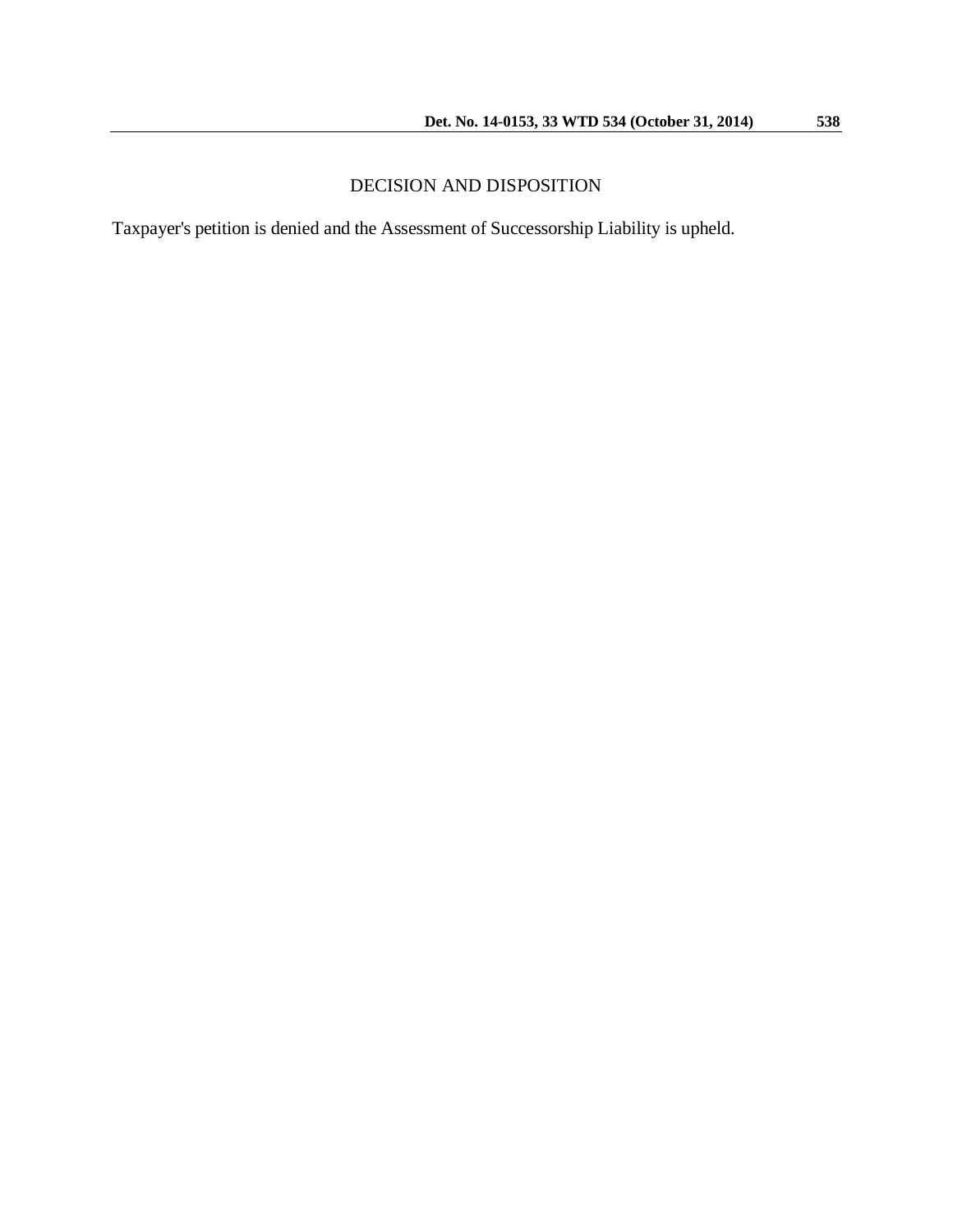## DECISION AND DISPOSITION

Taxpayer's petition is denied and the Assessment of Successorship Liability is upheld.